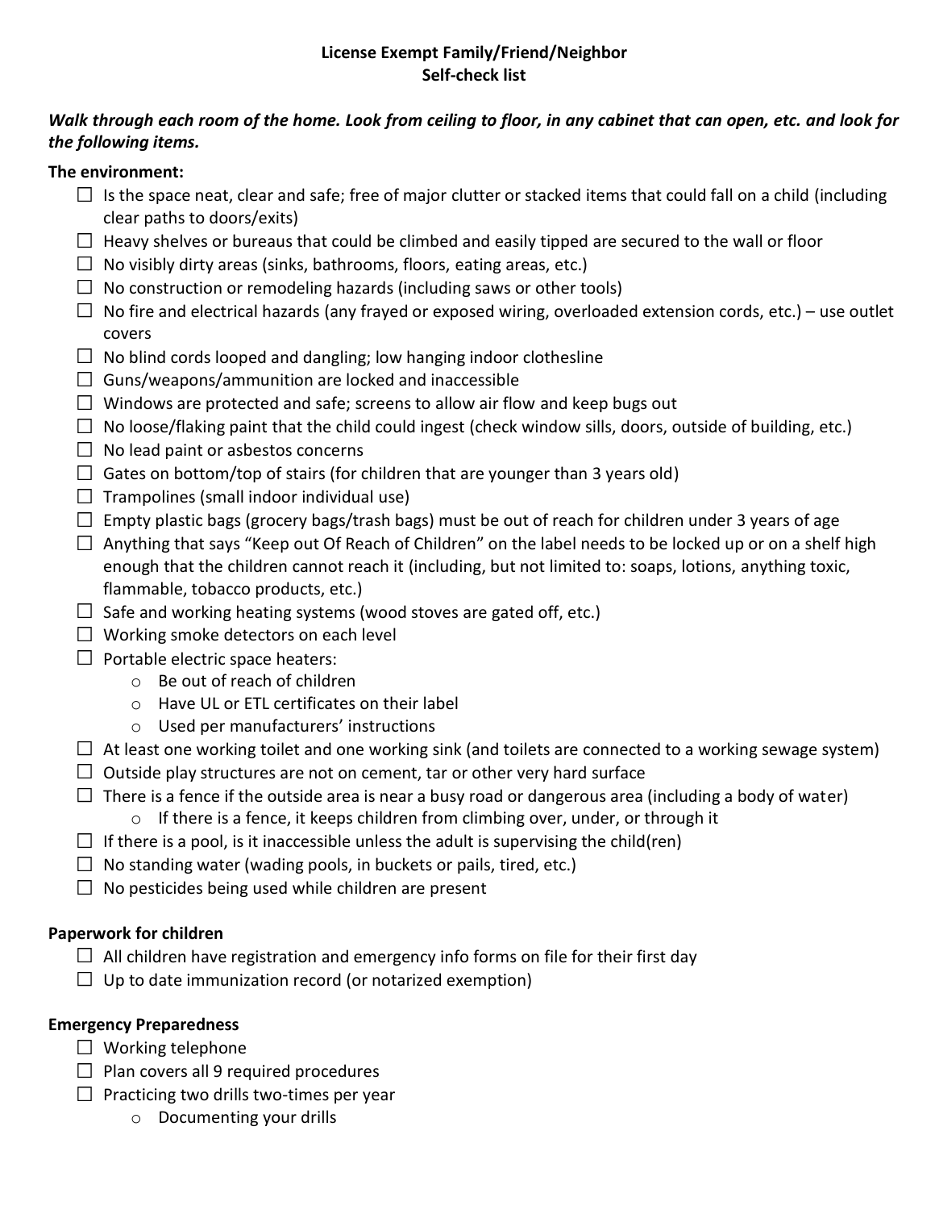**License Exempt Family/Friend/Neighbor**
**Self-check list**

***Walk through each room of the home. Look from ceiling to floor, in any cabinet that can open, etc. and look for the following items.***

**The environment:**

- ☐ Is the space neat, clear and safe; free of major clutter or stacked items that could fall on a child (including clear paths to doors/exits)
- ☐ Heavy shelves or bureaus that could be climbed and easily tipped are secured to the wall or floor
- ☐ No visibly dirty areas (sinks, bathrooms, floors, eating areas, etc.)
- ☐ No construction or remodeling hazards (including saws or other tools)
- ☐ No fire and electrical hazards (any frayed or exposed wiring, overloaded extension cords, etc.) – use outlet covers
- ☐ No blind cords looped and dangling; low hanging indoor clothesline
- ☐ Guns/weapons/ammunition are locked and inaccessible
- ☐ Windows are protected and safe; screens to allow air flow and keep bugs out
- ☐ No loose/flaking paint that the child could ingest (check window sills, doors, outside of building, etc.)
- ☐ No lead paint or asbestos concerns
- ☐ Gates on bottom/top of stairs (for children that are younger than 3 years old)
- ☐ Trampolines (small indoor individual use)
- ☐ Empty plastic bags (grocery bags/trash bags) must be out of reach for children under 3 years of age
- ☐ Anything that says "Keep out Of Reach of Children" on the label needs to be locked up or on a shelf high enough that the children cannot reach it (including, but not limited to: soaps, lotions, anything toxic, flammable, tobacco products, etc.)
- ☐ Safe and working heating systems (wood stoves are gated off, etc.)
- ☐ Working smoke detectors on each level
- ☐ Portable electric space heaters:
  - Be out of reach of children
  - Have UL or ETL certificates on their label
  - Used per manufacturers' instructions
- ☐ At least one working toilet and one working sink (and toilets are connected to a working sewage system)
- ☐ Outside play structures are not on cement, tar or other very hard surface
- ☐ There is a fence if the outside area is near a busy road or dangerous area (including a body of water)
  - If there is a fence, it keeps children from climbing over, under, or through it
- ☐ If there is a pool, is it inaccessible unless the adult is supervising the child(ren)
- ☐ No standing water (wading pools, in buckets or pails, tired, etc.)
- ☐ No pesticides being used while children are present

**Paperwork for children**

- ☐ All children have registration and emergency info forms on file for their first day
- ☐ Up to date immunization record (or notarized exemption)

**Emergency Preparedness**

- ☐ Working telephone
- ☐ Plan covers all 9 required procedures
- ☐ Practicing two drills two-times per year
  - Documenting your drills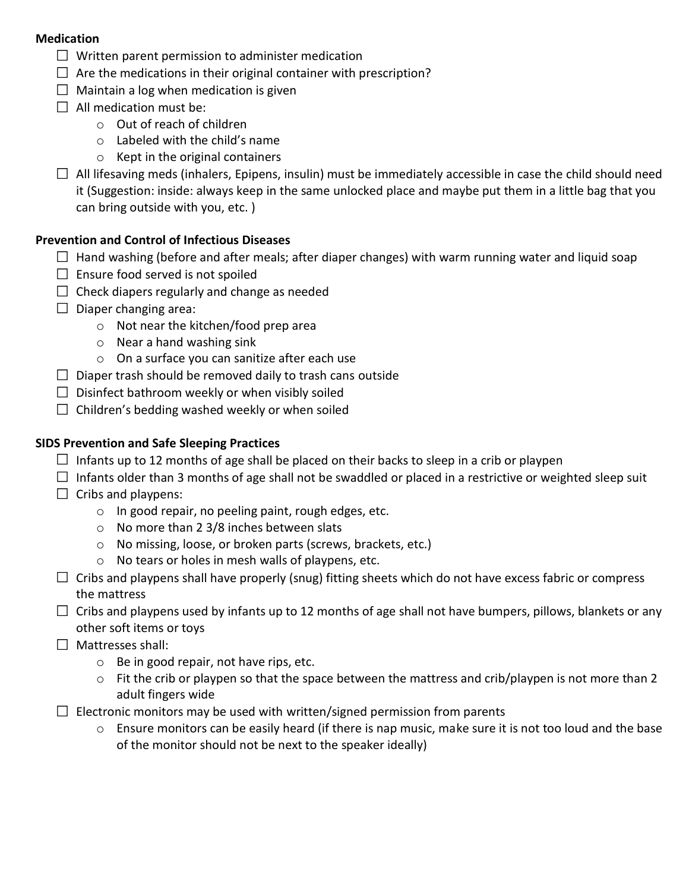**Medication**

- ☐ Written parent permission to administer medication
- ☐ Are the medications in their original container with prescription?
- ☐ Maintain a log when medication is given
- ☐ All medication must be:
  - Out of reach of children
  - Labeled with the child's name
  - Kept in the original containers
- ☐ All lifesaving meds (inhalers, Epipens, insulin) must be immediately accessible in case the child should need it (Suggestion: inside: always keep in the same unlocked place and maybe put them in a little bag that you can bring outside with you, etc. )

**Prevention and Control of Infectious Diseases**

- ☐ Hand washing (before and after meals; after diaper changes) with warm running water and liquid soap
- ☐ Ensure food served is not spoiled
- ☐ Check diapers regularly and change as needed
- ☐ Diaper changing area:
  - Not near the kitchen/food prep area
  - Near a hand washing sink
  - On a surface you can sanitize after each use
- ☐ Diaper trash should be removed daily to trash cans outside
- ☐ Disinfect bathroom weekly or when visibly soiled
- ☐ Children's bedding washed weekly or when soiled

**SIDS Prevention and Safe Sleeping Practices**

- ☐ Infants up to 12 months of age shall be placed on their backs to sleep in a crib or playpen
- ☐ Infants older than 3 months of age shall not be swaddled or placed in a restrictive or weighted sleep suit
- ☐ Cribs and playpens:
  - In good repair, no peeling paint, rough edges, etc.
  - No more than 2 3/8 inches between slats
  - No missing, loose, or broken parts (screws, brackets, etc.)
  - No tears or holes in mesh walls of playpens, etc.
- ☐ Cribs and playpens shall have properly (snug) fitting sheets which do not have excess fabric or compress the mattress
- ☐ Cribs and playpens used by infants up to 12 months of age shall not have bumpers, pillows, blankets or any other soft items or toys
- ☐ Mattresses shall:
  - Be in good repair, not have rips, etc.
  - Fit the crib or playpen so that the space between the mattress and crib/playpen is not more than 2 adult fingers wide
- ☐ Electronic monitors may be used with written/signed permission from parents
  - Ensure monitors can be easily heard (if there is nap music, make sure it is not too loud and the base of the monitor should not be next to the speaker ideally)